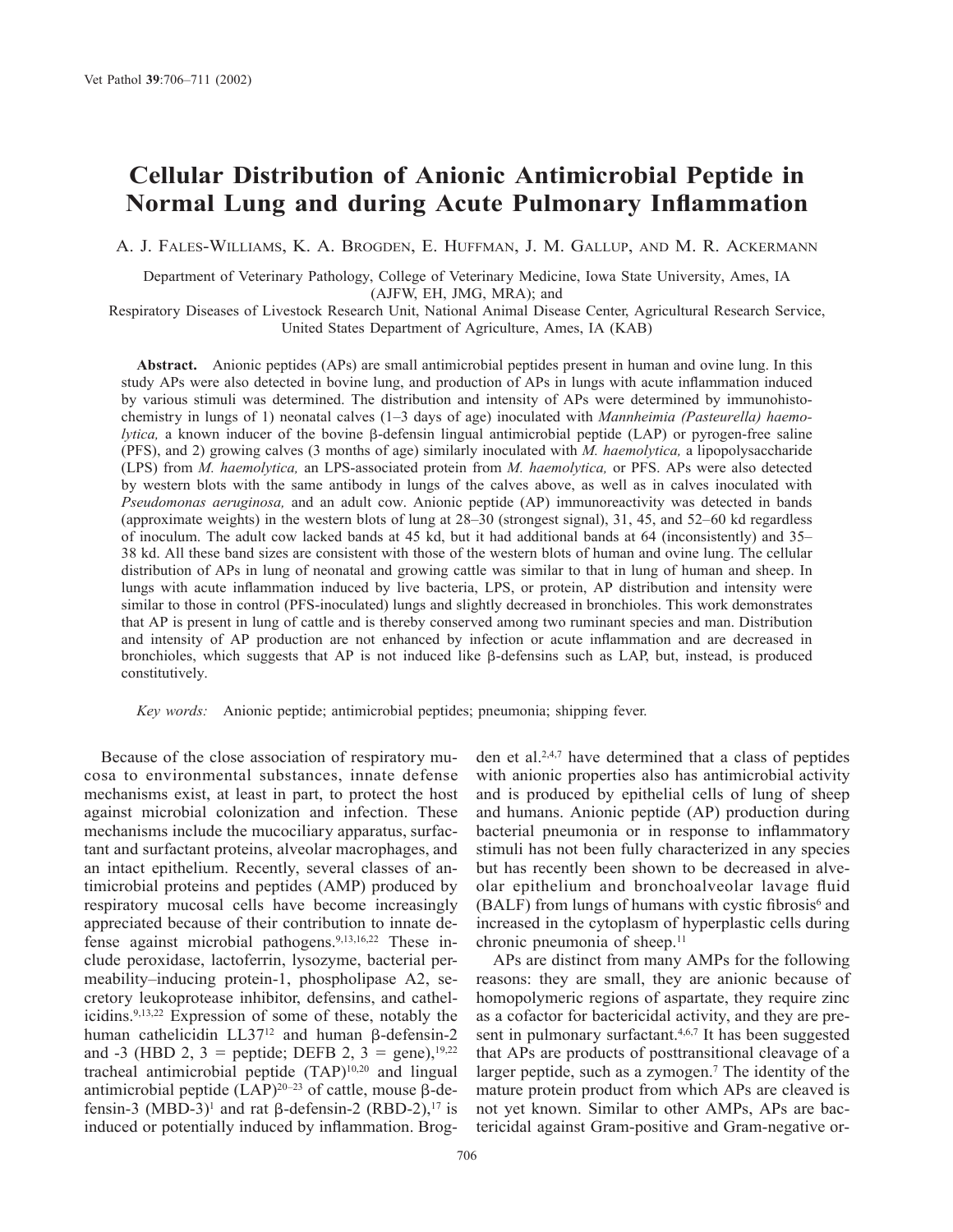# Cellular Distribution of Anionic Antimicrobial Peptide in Normal Lung and during Acute Pulmonary Inflammation

A. J. Fales-Williams, K. A. Brogden, E. Huffman, J. M. Gallup, and M. R. Ackermann

Department of Veterinary Pathology, College of Veterinary Medicine, Iowa State University, Ames, IA (AJFW, EH, JMG, MRA); and

Respiratory Diseases of Livestock Research Unit, National Animal Disease Center, Agricultural Research Service, United States Department of Agriculture, Ames, IA (KAB)

**Abstract.** Anionic peptides (APs) are small antimicrobial peptides present in human and ovine lung. In this study APs were also detected in bovine lung, and production of APs in lungs with acute inflammation induced by various stimuli was determined. The distribution and intensity of APs were determined by immunohistochemistry in lungs of 1) neonatal calves (1–3 days of age) inoculated with *Mannheimia (Pasteurella) haemolytica,* a known inducer of the bovine β-defensin lingual antimicrobial peptide (LAP) or pyrogen-free saline (PFS), and 2) growing calves (3 months of age) similarly inoculated with *M. haemolytica,* a lipopolysaccharide (LPS) from *M. haemolytica,* an LPS-associated protein from *M. haemolytica,* or PFS. APs were also detected by western blots with the same antibody in lungs of the calves above, as well as in calves inoculated with *Pseudomonas aeruginosa,* and an adult cow. Anionic peptide (AP) immunoreactivity was detected in bands (approximate weights) in the western blots of lung at 28–30 (strongest signal), 31, 45, and 52–60 kd regardless of inoculum. The adult cow lacked bands at 45 kd, but it had additional bands at 64 (inconsistently) and 35–38 kd. All these band sizes are consistent with those of the western blots of human and ovine lung. The cellular distribution of APs in lung of neonatal and growing cattle was similar to that in lung of human and sheep. In lungs with acute inflammation induced by live bacteria, LPS, or protein, AP distribution and intensity were similar to those in control (PFS-inoculated) lungs and slightly decreased in bronchioles. This work demonstrates that AP is present in lung of cattle and is thereby conserved among two ruminant species and man. Distribution and intensity of AP production are not enhanced by infection or acute inflammation and are decreased in bronchioles, which suggests that AP is not induced like β-defensins such as LAP, but, instead, is produced constitutively.

*Key words:* Anionic peptide; antimicrobial peptides; pneumonia; shipping fever.

Because of the close association of respiratory mucosa to environmental substances, innate defense mechanisms exist, at least in part, to protect the host against microbial colonization and infection. These mechanisms include the mucociliary apparatus, surfactant and surfactant proteins, alveolar macrophages, and an intact epithelium. Recently, several classes of antimicrobial proteins and peptides (AMP) produced by respiratory mucosal cells have become increasingly appreciated because of their contribution to innate defense against microbial pathogens.[9,13,16,22] These include peroxidase, lactoferrin, lysozyme, bacterial permeability–inducing protein-1, phospholipase A2, secretory leukoprotease inhibitor, defensins, and cathelicidins.[9,13,22] Expression of some of these, notably the human cathelicidin LL37[12] and human β-defensin-2 and -3 (HBD 2, 3 = peptide; DEFB 2, 3 = gene),[19,22] tracheal antimicrobial peptide (TAP)[10,20] and lingual antimicrobial peptide (LAP)[20–23] of cattle, mouse β-defensin-3 (MBD-3)[1] and rat β-defensin-2 (RBD-2),[17] is induced or potentially induced by inflammation. Brogden et al.[2,4,7] have determined that a class of peptides with anionic properties also has antimicrobial activity and is produced by epithelial cells of lung of sheep and humans. Anionic peptide (AP) production during bacterial pneumonia or in response to inflammatory stimuli has not been fully characterized in any species but has recently been shown to be decreased in alveolar epithelium and bronchoalveolar lavage fluid (BALF) from lungs of humans with cystic fibrosis[6] and increased in the cytoplasm of hyperplastic cells during chronic pneumonia of sheep.[11]

APs are distinct from many AMPs for the following reasons: they are small, they are anionic because of homopolymeric regions of aspartate, they require zinc as a cofactor for bactericidal activity, and they are present in pulmonary surfactant.[4,6,7] It has been suggested that APs are products of posttransitional cleavage of a larger peptide, such as a zymogen.[7] The identity of the mature protein product from which APs are cleaved is not yet known. Similar to other AMPs, APs are bactericidal against Gram-positive and Gram-negative or-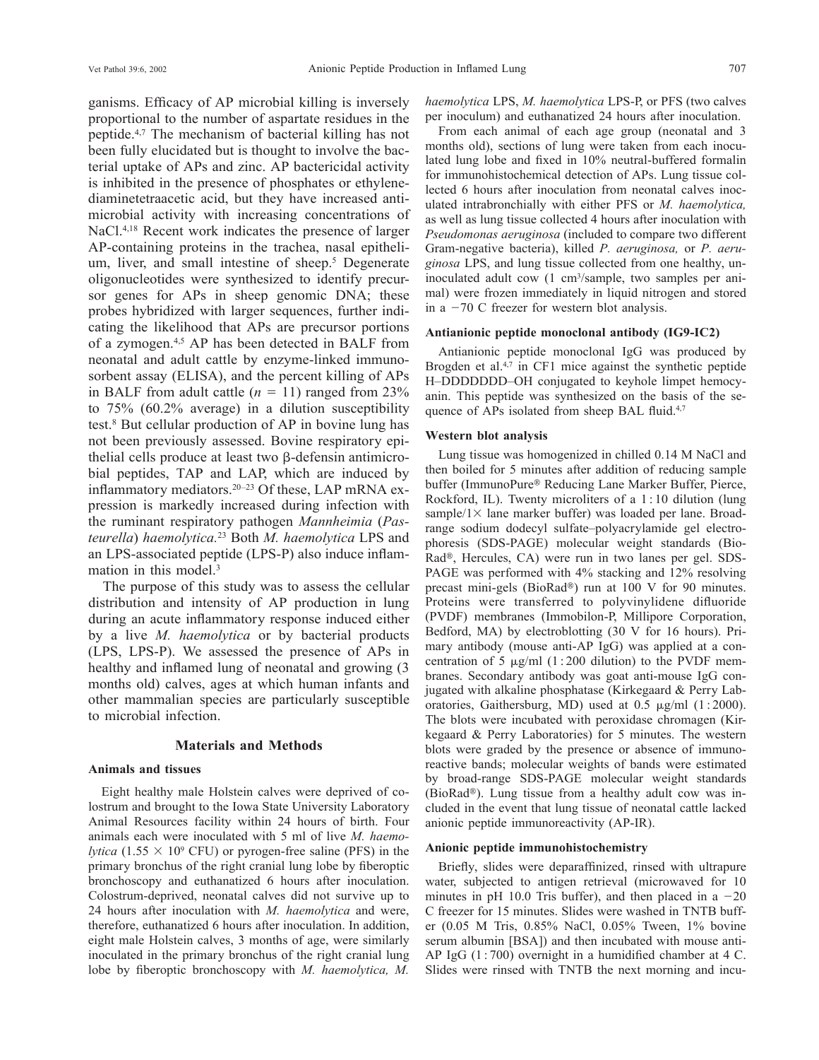ganisms. Efficacy of AP microbial killing is inversely proportional to the number of aspartate residues in the peptide.[4,7] The mechanism of bacterial killing has not been fully elucidated but is thought to involve the bacterial uptake of APs and zinc. AP bactericidal activity is inhibited in the presence of phosphates or ethylenediaminetetraacetic acid, but they have increased antimicrobial activity with increasing concentrations of NaCl.[4,18] Recent work indicates the presence of larger AP-containing proteins in the trachea, nasal epithelium, liver, and small intestine of sheep.[5] Degenerate oligonucleotides were synthesized to identify precursor genes for APs in sheep genomic DNA; these probes hybridized with larger sequences, further indicating the likelihood that APs are precursor portions of a zymogen.[4,5] AP has been detected in BALF from neonatal and adult cattle by enzyme-linked immunosorbent assay (ELISA), and the percent killing of APs in BALF from adult cattle ($n = 11$) ranged from 23% to 75% (60.2% average) in a dilution susceptibility test.[8] But cellular production of AP in bovine lung has not been previously assessed. Bovine respiratory epithelial cells produce at least two β-defensin antimicrobial peptides, TAP and LAP, which are induced by inflammatory mediators.[20–23] Of these, LAP mRNA expression is markedly increased during infection with the ruminant respiratory pathogen *Mannheimia* (*Pasteurella*) *haemolytica*.[23] Both *M. haemolytica* LPS and an LPS-associated peptide (LPS-P) also induce inflammation in this model.[3]

The purpose of this study was to assess the cellular distribution and intensity of AP production in lung during an acute inflammatory response induced either by a live *M. haemolytica* or by bacterial products (LPS, LPS-P). We assessed the presence of APs in healthy and inflamed lung of neonatal and growing (3 months old) calves, ages at which human infants and other mammalian species are particularly susceptible to microbial infection.

## Materials and Methods

### Animals and tissues

Eight healthy male Holstein calves were deprived of colostrum and brought to the Iowa State University Laboratory Animal Resources facility within 24 hours of birth. Four animals each were inoculated with 5 ml of live *M. haemolytica* ($1.55 \times 10^9$ CFU) or pyrogen-free saline (PFS) in the primary bronchus of the right cranial lung lobe by fiberoptic bronchoscopy and euthanatized 6 hours after inoculation. Colostrum-deprived, neonatal calves did not survive up to 24 hours after inoculation with *M. haemolytica* and were, therefore, euthanatized 6 hours after inoculation. In addition, eight male Holstein calves, 3 months of age, were similarly inoculated in the primary bronchus of the right cranial lung lobe by fiberoptic bronchoscopy with *M. haemolytica, M. haemolytica* LPS, *M. haemolytica* LPS-P, or PFS (two calves per inoculum) and euthanatized 24 hours after inoculation.

From each animal of each age group (neonatal and 3 months old), sections of lung were taken from each inoculated lung lobe and fixed in 10% neutral-buffered formalin for immunohistochemical detection of APs. Lung tissue collected 6 hours after inoculation from neonatal calves inoculated intrabronchially with either PFS or *M. haemolytica,* as well as lung tissue collected 4 hours after inoculation with *Pseudomonas aeruginosa* (included to compare two different Gram-negative bacteria), killed *P. aeruginosa,* or *P. aeruginosa* LPS, and lung tissue collected from one healthy, uninoculated adult cow (1 cm³/sample, two samples per animal) were frozen immediately in liquid nitrogen and stored in a −70 C freezer for western blot analysis.

### Antianionic peptide monoclonal antibody (IG9-IC2)

Antianionic peptide monoclonal IgG was produced by Brogden et al.[4,7] in CF1 mice against the synthetic peptide H–DDDDDDD–OH conjugated to keyhole limpet hemocyanin. This peptide was synthesized on the basis of the sequence of APs isolated from sheep BAL fluid.[4,7]

### Western blot analysis

Lung tissue was homogenized in chilled 0.14 M NaCl and then boiled for 5 minutes after addition of reducing sample buffer (ImmunoPure® Reducing Lane Marker Buffer, Pierce, Rockford, IL). Twenty microliters of a 1:10 dilution (lung sample/1× lane marker buffer) was loaded per lane. Broad-range sodium dodecyl sulfate–polyacrylamide gel electrophoresis (SDS-PAGE) molecular weight standards (Bio-Rad®, Hercules, CA) were run in two lanes per gel. SDS-PAGE was performed with 4% stacking and 12% resolving precast mini-gels (BioRad®) run at 100 V for 90 minutes. Proteins were transferred to polyvinylidene difluoride (PVDF) membranes (Immobilon-P, Millipore Corporation, Bedford, MA) by electroblotting (30 V for 16 hours). Primary antibody (mouse anti-AP IgG) was applied at a concentration of 5 μg/ml (1:200 dilution) to the PVDF membranes. Secondary antibody was goat anti-mouse IgG conjugated with alkaline phosphatase (Kirkegaard & Perry Laboratories, Gaithersburg, MD) used at 0.5 μg/ml (1:2000). The blots were incubated with peroxidase chromagen (Kirkegaard & Perry Laboratories) for 5 minutes. The western blots were graded by the presence or absence of immunoreactive bands; molecular weights of bands were estimated by broad-range SDS-PAGE molecular weight standards (BioRad®). Lung tissue from a healthy adult cow was included in the event that lung tissue of neonatal cattle lacked anionic peptide immunoreactivity (AP-IR).

### Anionic peptide immunohistochemistry

Briefly, slides were deparaffinized, rinsed with ultrapure water, subjected to antigen retrieval (microwaved for 10 minutes in pH 10.0 Tris buffer), and then placed in a −20 C freezer for 15 minutes. Slides were washed in TNTB buffer (0.05 M Tris, 0.85% NaCl, 0.05% Tween, 1% bovine serum albumin [BSA]) and then incubated with mouse anti-AP IgG (1:700) overnight in a humidified chamber at 4 C. Slides were rinsed with TNTB the next morning and incu-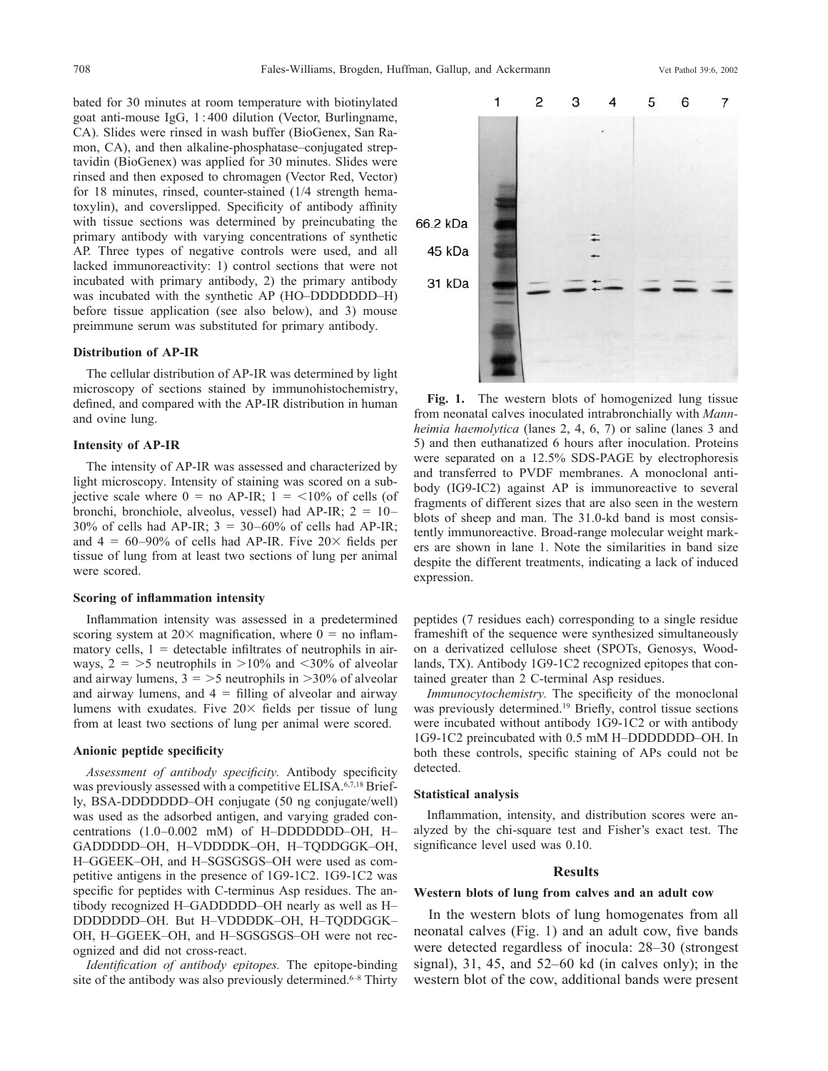bated for 30 minutes at room temperature with biotinylated goat anti-mouse IgG, 1:400 dilution (Vector, Burlingname, CA). Slides were rinsed in wash buffer (BioGenex, San Ramon, CA), and then alkaline-phosphatase–conjugated streptavidin (BioGenex) was applied for 30 minutes. Slides were rinsed and then exposed to chromagen (Vector Red, Vector) for 18 minutes, rinsed, counter-stained (1/4 strength hematoxylin), and coverslipped. Specificity of antibody affinity with tissue sections was determined by preincubating the primary antibody with varying concentrations of synthetic AP. Three types of negative controls were used, and all lacked immunoreactivity: 1) control sections that were not incubated with primary antibody, 2) the primary antibody was incubated with the synthetic AP (HO–DDDDDDD–H) before tissue application (see also below), and 3) mouse preimmune serum was substituted for primary antibody.

### Distribution of AP-IR

The cellular distribution of AP-IR was determined by light microscopy of sections stained by immunohistochemistry, defined, and compared with the AP-IR distribution in human and ovine lung.

### Intensity of AP-IR

The intensity of AP-IR was assessed and characterized by light microscopy. Intensity of staining was scored on a subjective scale where 0 = no AP-IR; 1 = <10% of cells (of bronchi, bronchiole, alveolus, vessel) had AP-IR; 2 = 10–30% of cells had AP-IR; 3 = 30–60% of cells had AP-IR; and 4 = 60–90% of cells had AP-IR. Five 20× fields per tissue of lung from at least two sections of lung per animal were scored.

### Scoring of inflammation intensity

Inflammation intensity was assessed in a predetermined scoring system at 20× magnification, where 0 = no inflammatory cells, 1 = detectable infiltrates of neutrophils in airways, 2 = >5 neutrophils in >10% and <30% of alveolar and airway lumens, 3 = >5 neutrophils in >30% of alveolar and airway lumens, and 4 = filling of alveolar and airway lumens with exudates. Five 20× fields per tissue of lung from at least two sections of lung per animal were scored.

### Anionic peptide specificity

*Assessment of antibody specificity.* Antibody specificity was previously assessed with a competitive ELISA.[6,7,18] Briefly, BSA-DDDDDDD–OH conjugate (50 ng conjugate/well) was used as the adsorbed antigen, and varying graded concentrations (1.0–0.002 mM) of H–DDDDDDD–OH, H–GADDDDD–OH, H–VDDDDK–OH, H–TQDDGGK–OH, H–GGEEK–OH, and H–SGSGSGS–OH were used as competitive antigens in the presence of 1G9-1C2. 1G9-1C2 was specific for peptides with C-terminus Asp residues. The antibody recognized H–GADDDDD–OH nearly as well as H–DDDDDDD–OH. But H–VDDDDK–OH, H–TQDDGGK–OH, H–GGEEK–OH, and H–SGSGSGS–OH were not recognized and did not cross-react.

*Identification of antibody epitopes.* The epitope-binding site of the antibody was also previously determined.[6–8] Thirty peptides (7 residues each) corresponding to a single residue frameshift of the sequence were synthesized simultaneously on a derivatized cellulose sheet (SPOTs, Genosys, Woodlands, TX). Antibody 1G9-1C2 recognized epitopes that contained greater than 2 C-terminal Asp residues.

*Immunocytochemistry.* The specificity of the monoclonal was previously determined.[19] Briefly, control tissue sections were incubated without antibody 1G9-1C2 or with antibody 1G9-1C2 preincubated with 0.5 mM H–DDDDDDD–OH. In both these controls, specific staining of APs could not be detected.

### Statistical analysis

Inflammation, intensity, and distribution scores were analyzed by the chi-square test and Fisher's exact test. The significance level used was 0.10.

**Fig. 1.** The western blots of homogenized lung tissue from neonatal calves inoculated intrabronchially with *Mannheimia haemolytica* (lanes 2, 4, 6, 7) or saline (lanes 3 and 5) and then euthanatized 6 hours after inoculation. Proteins were separated on a 12.5% SDS-PAGE by electrophoresis and transferred to PVDF membranes. A monoclonal antibody (IG9-IC2) against AP is immunoreactive to several fragments of different sizes that are also seen in the western blots of sheep and man. The 31.0-kd band is most consistently immunoreactive. Broad-range molecular weight markers are shown in lane 1. Note the similarities in band size despite the different treatments, indicating a lack of induced expression.

## Results

### Western blots of lung from calves and an adult cow

In the western blots of lung homogenates from all neonatal calves (Fig. 1) and an adult cow, five bands were detected regardless of inocula: 28–30 (strongest signal), 31, 45, and 52–60 kd (in calves only); in the western blot of the cow, additional bands were present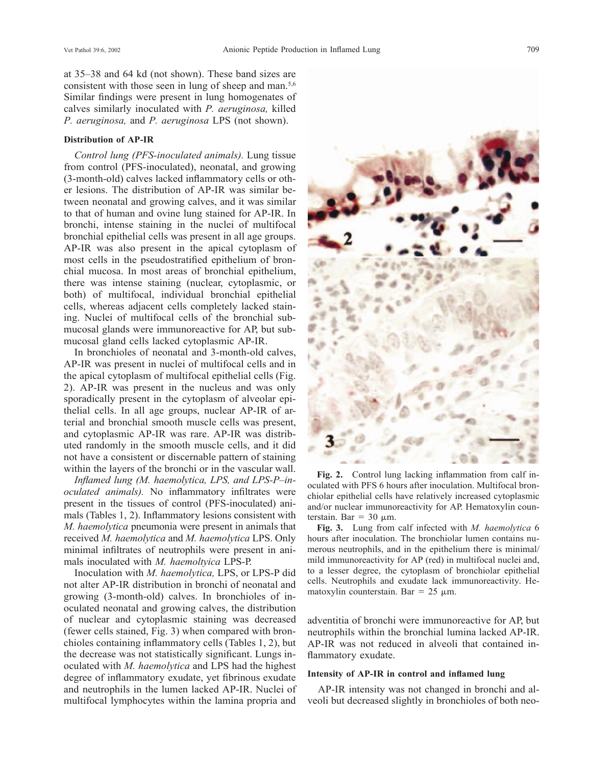at 35–38 and 64 kd (not shown). These band sizes are consistent with those seen in lung of sheep and man.[5,6] Similar findings were present in lung homogenates of calves similarly inoculated with *P. aeruginosa,* killed *P. aeruginosa,* and *P. aeruginosa* LPS (not shown).

### Distribution of AP-IR

*Control lung (PFS-inoculated animals).* Lung tissue from control (PFS-inoculated), neonatal, and growing (3-month-old) calves lacked inflammatory cells or other lesions. The distribution of AP-IR was similar between neonatal and growing calves, and it was similar to that of human and ovine lung stained for AP-IR. In bronchi, intense staining in the nuclei of multifocal bronchial epithelial cells was present in all age groups. AP-IR was also present in the apical cytoplasm of most cells in the pseudostratified epithelium of bronchial mucosa. In most areas of bronchial epithelium, there was intense staining (nuclear, cytoplasmic, or both) of multifocal, individual bronchial epithelial cells, whereas adjacent cells completely lacked staining. Nuclei of multifocal cells of the bronchial submucosal glands were immunoreactive for AP, but submucosal gland cells lacked cytoplasmic AP-IR.

In bronchioles of neonatal and 3-month-old calves, AP-IR was present in nuclei of multifocal cells and in the apical cytoplasm of multifocal epithelial cells (Fig. 2). AP-IR was present in the nucleus and was only sporadically present in the cytoplasm of alveolar epithelial cells. In all age groups, nuclear AP-IR of arterial and bronchial smooth muscle cells was present, and cytoplasmic AP-IR was rare. AP-IR was distributed randomly in the smooth muscle cells, and it did not have a consistent or discernable pattern of staining within the layers of the bronchi or in the vascular wall.

*Inflamed lung (M. haemolytica, LPS, and LPS-P–inoculated animals).* No inflammatory infiltrates were present in the tissues of control (PFS-inoculated) animals (Tables 1, 2). Inflammatory lesions consistent with *M. haemolytica* pneumonia were present in animals that received *M. haemolytica* and *M. haemolytica* LPS. Only minimal infiltrates of neutrophils were present in animals inoculated with *M. haemoltyica* LPS-P.

Inoculation with *M. haemolytica,* LPS, or LPS-P did not alter AP-IR distribution in bronchi of neonatal and growing (3-month-old) calves. In bronchioles of inoculated neonatal and growing calves, the distribution of nuclear and cytoplasmic staining was decreased (fewer cells stained, Fig. 3) when compared with bronchioles containing inflammatory cells (Tables 1, 2), but the decrease was not statistically significant. Lungs inoculated with *M. haemolytica* and LPS had the highest degree of inflammatory exudate, yet fibrinous exudate and neutrophils in the lumen lacked AP-IR. Nuclei of multifocal lymphocytes within the lamina propria and adventitia of bronchi were immunoreactive for AP, but neutrophils within the bronchial lumina lacked AP-IR. AP-IR was not reduced in alveoli that contained inflammatory exudate.

**Fig. 2.** Control lung lacking inflammation from calf inoculated with PFS 6 hours after inoculation. Multifocal bronchiolar epithelial cells have relatively increased cytoplasmic and/or nuclear immunoreactivity for AP. Hematoxylin counterstain. Bar = 30 μm.

**Fig. 3.** Lung from calf infected with *M. haemolytica* 6 hours after inoculation. The bronchiolar lumen contains numerous neutrophils, and in the epithelium there is minimal/mild immunoreactivity for AP (red) in multifocal nuclei and, to a lesser degree, the cytoplasm of bronchiolar epithelial cells. Neutrophils and exudate lack immunoreactivity. Hematoxylin counterstain. Bar = 25 μm.

### Intensity of AP-IR in control and inflamed lung

AP-IR intensity was not changed in bronchi and alveoli but decreased slightly in bronchioles of both neo-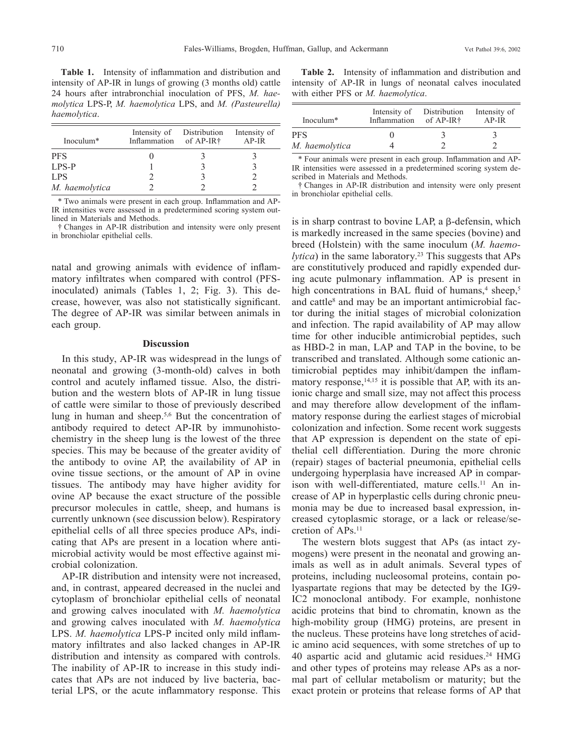**Table 1.** Intensity of inflammation and distribution and intensity of AP-IR in lungs of growing (3 months old) cattle 24 hours after intrabronchial inoculation of PFS, *M. haemolytica* LPS-P, *M. haemolytica* LPS, and *M. (Pasteurella) haemolytica*.

| Inoculum* | Intensity of Inflammation | Distribution of AP-IR† | Intensity of AP-IR |
|---|---|---|---|
| PFS | 0 | 3 | 3 |
| LPS-P | 1 | 3 | 3 |
| LPS | 2 | 3 | 2 |
| *M. haemolytica* | 2 | 2 | 2 |

\* Two animals were present in each group. Inflammation and AP-IR intensities were assessed in a predetermined scoring system outlined in Materials and Methods.

† Changes in AP-IR distribution and intensity were only present in bronchiolar epithelial cells.

**Table 2.** Intensity of inflammation and distribution and intensity of AP-IR in lungs of neonatal calves inoculated with either PFS or *M. haemolytica*.

| Inoculum* | Intensity of Inflammation | Distribution of AP-IR† | Intensity of AP-IR |
|---|---|---|---|
| PFS | 0 | 3 | 3 |
| *M. haemolytica* | 4 | 2 | 2 |

\* Four animals were present in each group. Inflammation and AP-IR intensities were assessed in a predetermined scoring system described in Materials and Methods.

† Changes in AP-IR distribution and intensity were only present in bronchiolar epithelial cells.

natal and growing animals with evidence of inflammatory infiltrates when compared with control (PFS-inoculated) animals (Tables 1, 2; Fig. 3). This decrease, however, was also not statistically significant. The degree of AP-IR was similar between animals in each group.

## Discussion

In this study, AP-IR was widespread in the lungs of neonatal and growing (3-month-old) calves in both control and acutely inflamed tissue. Also, the distribution and the western blots of AP-IR in lung tissue of cattle were similar to those of previously described lung in human and sheep.[5,6] But the concentration of antibody required to detect AP-IR by immunohistochemistry in the sheep lung is the lowest of the three species. This may be because of the greater avidity of the antibody to ovine AP, the availability of AP in ovine tissue sections, or the amount of AP in ovine tissues. The antibody may have higher avidity for ovine AP because the exact structure of the possible precursor molecules in cattle, sheep, and humans is currently unknown (see discussion below). Respiratory epithelial cells of all three species produce APs, indicating that APs are present in a location where antimicrobial activity would be most effective against microbial colonization.

AP-IR distribution and intensity were not increased, and, in contrast, appeared decreased in the nuclei and cytoplasm of bronchiolar epithelial cells of neonatal and growing calves inoculated with *M. haemolytica* and growing calves inoculated with *M. haemolytica* LPS. *M. haemolytica* LPS-P incited only mild inflammatory infiltrates and also lacked changes in AP-IR distribution and intensity as compared with controls. The inability of AP-IR to increase in this study indicates that APs are not induced by live bacteria, bacterial LPS, or the acute inflammatory response. This is in sharp contrast to bovine LAP, a β-defensin, which is markedly increased in the same species (bovine) and breed (Holstein) with the same inoculum (*M. haemolytica*) in the same laboratory.[23] This suggests that APs are constitutively produced and rapidly expended during acute pulmonary inflammation. AP is present in high concentrations in BAL fluid of humans,[4] sheep,[5] and cattle[8] and may be an important antimicrobial factor during the initial stages of microbial colonization and infection. The rapid availability of AP may allow time for other inducible antimicrobial peptides, such as HBD-2 in man, LAP and TAP in the bovine, to be transcribed and translated. Although some cationic antimicrobial peptides may inhibit/dampen the inflammatory response,[14,15] it is possible that AP, with its anionic charge and small size, may not affect this process and may therefore allow development of the inflammatory response during the earliest stages of microbial colonization and infection. Some recent work suggests that AP expression is dependent on the state of epithelial cell differentiation. During the more chronic (repair) stages of bacterial pneumonia, epithelial cells undergoing hyperplasia have increased AP in comparison with well-differentiated, mature cells.[11] An increase of AP in hyperplastic cells during chronic pneumonia may be due to increased basal expression, increased cytoplasmic storage, or a lack or release/secretion of APs.[11]

The western blots suggest that APs (as intact zymogens) were present in the neonatal and growing animals as well as in adult animals. Several types of proteins, including nucleosomal proteins, contain polyaspartate regions that may be detected by the IG9-IC2 monoclonal antibody. For example, nonhistone acidic proteins that bind to chromatin, known as the high-mobility group (HMG) proteins, are present in the nucleus. These proteins have long stretches of acidic amino acid sequences, with some stretches of up to 40 aspartic acid and glutamic acid residues.[24] HMG and other types of proteins may release APs as a normal part of cellular metabolism or maturity; but the exact protein or proteins that release forms of AP that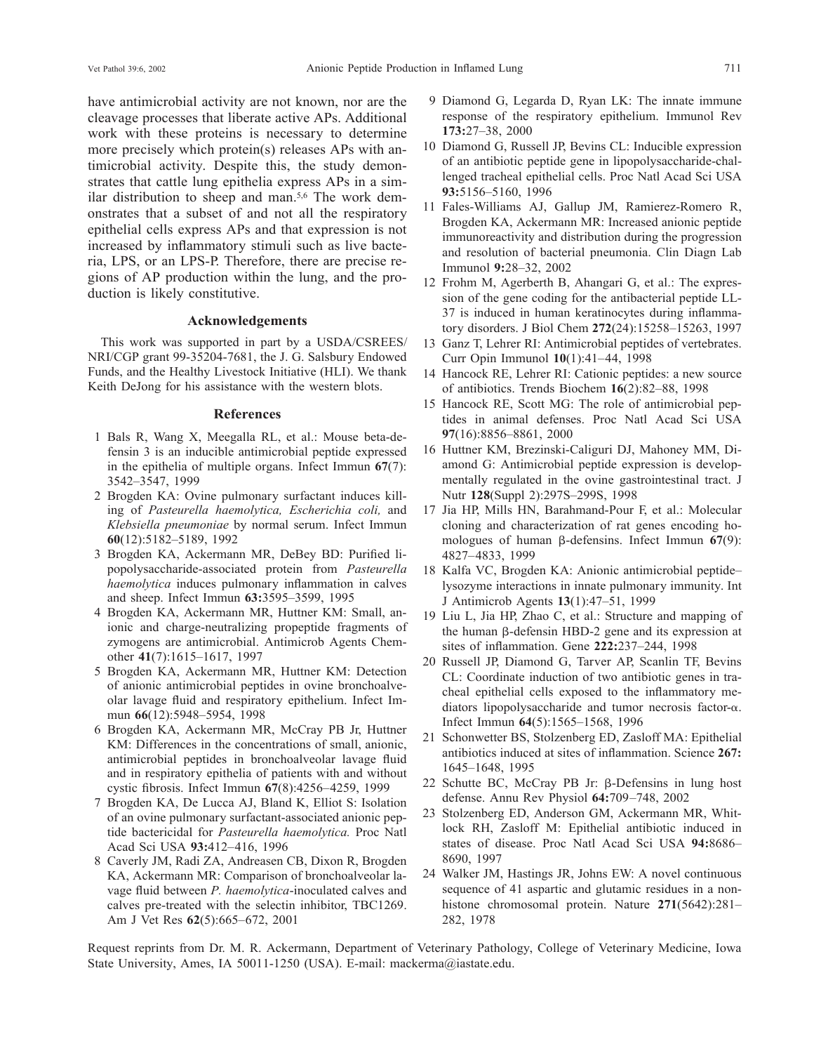have antimicrobial activity are not known, nor are the cleavage processes that liberate active APs. Additional work with these proteins is necessary to determine more precisely which protein(s) releases APs with antimicrobial activity. Despite this, the study demonstrates that cattle lung epithelia express APs in a similar distribution to sheep and man.[5,6] The work demonstrates that a subset of and not all the respiratory epithelial cells express APs and that expression is not increased by inflammatory stimuli such as live bacteria, LPS, or an LPS-P. Therefore, there are precise regions of AP production within the lung, and the production is likely constitutive.

## Acknowledgements

This work was supported in part by a USDA/CSREES/NRI/CGP grant 99-35204-7681, the J. G. Salsbury Endowed Funds, and the Healthy Livestock Initiative (HLI). We thank Keith DeJong for his assistance with the western blots.

## References

1 Bals R, Wang X, Meegalla RL, et al.: Mouse beta-defensin 3 is an inducible antimicrobial peptide expressed in the epithelia of multiple organs. Infect Immun **67**(7):3542–3547, 1999

2 Brogden KA: Ovine pulmonary surfactant induces killing of *Pasteurella haemolytica, Escherichia coli,* and *Klebsiella pneumoniae* by normal serum. Infect Immun **60**(12):5182–5189, 1992

3 Brogden KA, Ackermann MR, DeBey BD: Purified lipopolysaccharide-associated protein from *Pasteurella haemolytica* induces pulmonary inflammation in calves and sheep. Infect Immun **63:**3595–3599, 1995

4 Brogden KA, Ackermann MR, Huttner KM: Small, anionic, and charge-neutralizing propeptide fragments of zymogens are antimicrobial. Antimicrob Agents Chemother **41**(7):1615–1617, 1997

5 Brogden KA, Ackermann MR, Huttner KM: Detection of anionic antimicrobial peptides in ovine bronchoalveolar lavage fluid and respiratory epithelium. Infect Immun **66**(12):5948–5954, 1998

6 Brogden KA, Ackermann MR, McCray PB Jr, Huttner KM: Differences in the concentrations of small, anionic, antimicrobial peptides in bronchoalveolar lavage fluid and in respiratory epithelia of patients with and without cystic fibrosis. Infect Immun **67**(8):4256–4259, 1999

7 Brogden KA, De Lucca AJ, Bland K, Elliot S: Isolation of an ovine pulmonary surfactant-associated anionic peptide bactericidal for *Pasteurella haemolytica.* Proc Natl Acad Sci USA **93:**412–416, 1996

8 Caverly JM, Radi ZA, Andreasen CB, Dixon R, Brogden KA, Ackermann MR: Comparison of bronchoalveolar lavage fluid between *P. haemolytica*-inoculated calves and calves pre-treated with the selectin inhibitor, TBC1269. Am J Vet Res **62**(5):665–672, 2001

9 Diamond G, Legarda D, Ryan LK: The innate immune response of the respiratory epithelium. Immunol Rev **173:**27–38, 2000

10 Diamond G, Russell JP, Bevins CL: Inducible expression of an antibiotic peptide gene in lipopolysaccharide-challenged tracheal epithelial cells. Proc Natl Acad Sci USA **93:**5156–5160, 1996

11 Fales-Williams AJ, Gallup JM, Ramierez-Romero R, Brogden KA, Ackermann MR: Increased anionic peptide immunoreactivity and distribution during the progression and resolution of bacterial pneumonia. Clin Diagn Lab Immunol **9:**28–32, 2002

12 Frohm M, Agerberth B, Ahangari G, et al.: The expression of the gene coding for the antibacterial peptide LL-37 is induced in human keratinocytes during inflammatory disorders. J Biol Chem **272**(24):15258–15263, 1997

13 Ganz T, Lehrer RI: Antimicrobial peptides of vertebrates. Curr Opin Immunol **10**(1):41–44, 1998

14 Hancock RE, Lehrer RI: Cationic peptides: a new source of antibiotics. Trends Biochem **16**(2):82–88, 1998

15 Hancock RE, Scott MG: The role of antimicrobial peptides in animal defenses. Proc Natl Acad Sci USA **97**(16):8856–8861, 2000

16 Huttner KM, Brezinski-Caliguri DJ, Mahoney MM, Diamond G: Antimicrobial peptide expression is developmentally regulated in the ovine gastrointestinal tract. J Nutr **128**(Suppl 2):297S–299S, 1998

17 Jia HP, Mills HN, Barahmand-Pour F, et al.: Molecular cloning and characterization of rat genes encoding homologues of human β-defensins. Infect Immun **67**(9):4827–4833, 1999

18 Kalfa VC, Brogden KA: Anionic antimicrobial peptide–lysozyme interactions in innate pulmonary immunity. Int J Antimicrob Agents **13**(1):47–51, 1999

19 Liu L, Jia HP, Zhao C, et al.: Structure and mapping of the human β-defensin HBD-2 gene and its expression at sites of inflammation. Gene **222:**237–244, 1998

20 Russell JP, Diamond G, Tarver AP, Scanlin TF, Bevins CL: Coordinate induction of two antibiotic genes in tracheal epithelial cells exposed to the inflammatory mediators lipopolysaccharide and tumor necrosis factor-α. Infect Immun **64**(5):1565–1568, 1996

21 Schonwetter BS, Stolzenberg ED, Zasloff MA: Epithelial antibiotics induced at sites of inflammation. Science **267:**1645–1648, 1995

22 Schutte BC, McCray PB Jr: β-Defensins in lung host defense. Annu Rev Physiol **64:**709–748, 2002

23 Stolzenberg ED, Anderson GM, Ackermann MR, Whitlock RH, Zasloff M: Epithelial antibiotic induced in states of disease. Proc Natl Acad Sci USA **94:**8686–8690, 1997

24 Walker JM, Hastings JR, Johns EW: A novel continuous sequence of 41 aspartic and glutamic residues in a non-histone chromosomal protein. Nature **271**(5642):281–282, 1978

Request reprints from Dr. M. R. Ackermann, Department of Veterinary Pathology, College of Veterinary Medicine, Iowa State University, Ames, IA 50011-1250 (USA). E-mail: mackerma@iastate.edu.